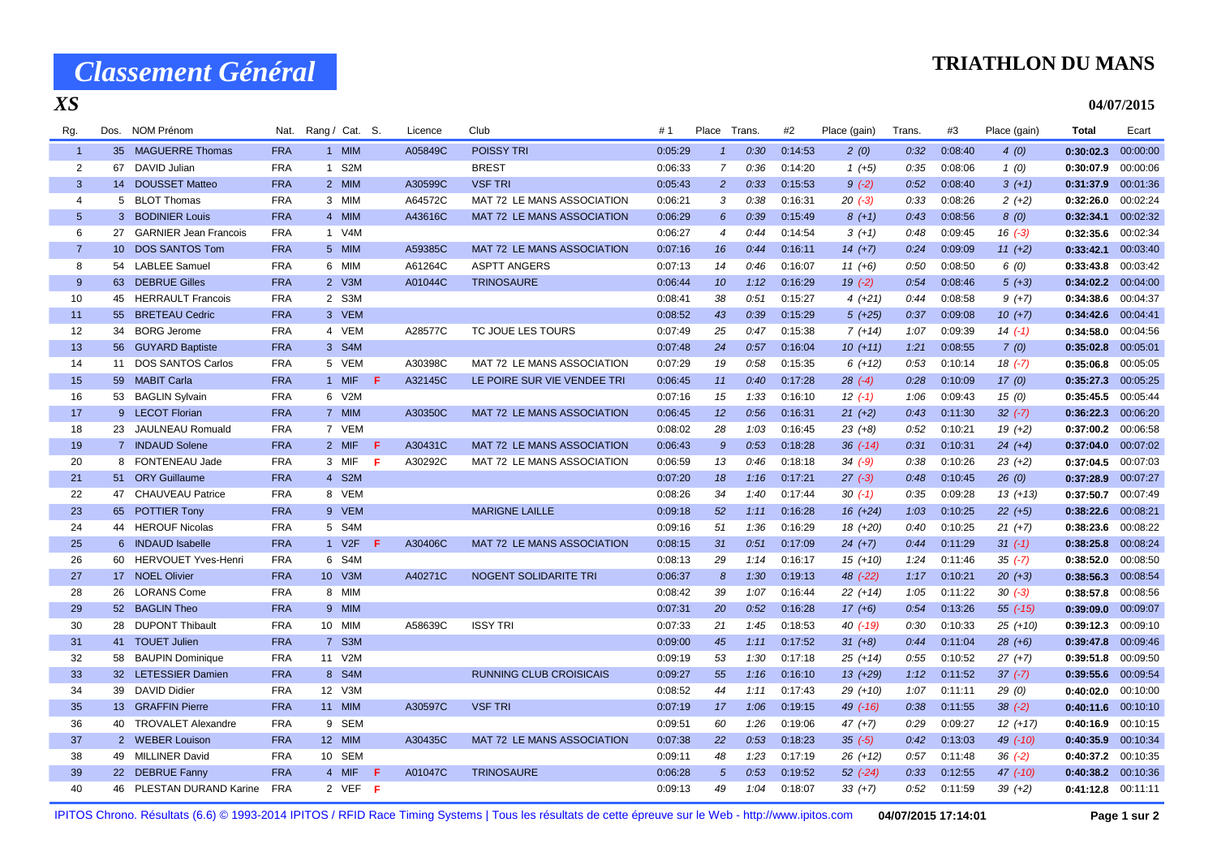# Classement Général

**TRIATHLON DU MANS**

*XS*

**04/07/2015**

| Rg. | Dos. | NOM Prénom | Nat. | Rang / Cat. | S. | Licence | Club | #1 | Place | Trans. | #2 | Place (gain) | Trans. | #3 | Place (gain) | Total | Ecart |
|---|---|---|---|---|---|---|---|---|---|---|---|---|---|---|---|---|---|
| 1 | 35 | MAGUERRE Thomas | FRA | 1 MIM | | A05849C | POISSY TRI | 0:05:29 | 1 | 0:30 | 0:14:53 | 2 (0) | 0:32 | 0:08:40 | 4 (0) | **0:30:02.3** | 00:00:00 |
| 2 | 67 | DAVID Julian | FRA | 1 S2M | | | BREST | 0:06:33 | 7 | 0:36 | 0:14:20 | 1 (+5) | 0:35 | 0:08:06 | 1 (0) | **0:30:07.9** | 00:00:06 |
| 3 | 14 | DOUSSET Matteo | FRA | 2 MIM | | A30599C | VSF TRI | 0:05:43 | 2 | 0:33 | 0:15:53 | 9 (-2) | 0:52 | 0:08:40 | 3 (+1) | **0:31:37.9** | 00:01:36 |
| 4 | 5 | BLOT Thomas | FRA | 3 MIM | | A64572C | MAT 72 LE MANS ASSOCIATION | 0:06:21 | 3 | 0:38 | 0:16:31 | 20 (-3) | 0:33 | 0:08:26 | 2 (+2) | **0:32:26.0** | 00:02:24 |
| 5 | 3 | BODINIER Louis | FRA | 4 MIM | | A43616C | MAT 72 LE MANS ASSOCIATION | 0:06:29 | 6 | 0:39 | 0:15:49 | 8 (+1) | 0:43 | 0:08:56 | 8 (0) | **0:32:34.1** | 00:02:32 |
| 6 | 27 | GARNIER Jean Francois | FRA | 1 V4M | | | | 0:06:27 | 4 | 0:44 | 0:14:54 | 3 (+1) | 0:48 | 0:09:45 | 16 (-3) | **0:32:35.6** | 00:02:34 |
| 7 | 10 | DOS SANTOS Tom | FRA | 5 MIM | | A59385C | MAT 72 LE MANS ASSOCIATION | 0:07:16 | 16 | 0:44 | 0:16:11 | 14 (+7) | 0:24 | 0:09:09 | 11 (+2) | **0:33:42.1** | 00:03:40 |
| 8 | 54 | LABLEE Samuel | FRA | 6 MIM | | A61264C | ASPTT ANGERS | 0:07:13 | 14 | 0:46 | 0:16:07 | 11 (+6) | 0:50 | 0:08:50 | 6 (0) | **0:33:43.8** | 00:03:42 |
| 9 | 63 | DEBRUE Gilles | FRA | 2 V3M | | A01044C | TRINOSAURE | 0:06:44 | 10 | 1:12 | 0:16:29 | 19 (-2) | 0:54 | 0:08:46 | 5 (+3) | **0:34:02.2** | 00:04:00 |
| 10 | 45 | HERRAULT Francois | FRA | 2 S3M | | | | 0:08:41 | 38 | 0:51 | 0:15:27 | 4 (+21) | 0:44 | 0:08:58 | 9 (+7) | **0:34:38.6** | 00:04:37 |
| 11 | 55 | BRETEAU Cedric | FRA | 3 VEM | | | | 0:08:52 | 43 | 0:39 | 0:15:29 | 5 (+25) | 0:37 | 0:09:08 | 10 (+7) | **0:34:42.6** | 00:04:41 |
| 12 | 34 | BORG Jerome | FRA | 4 VEM | | A28577C | TC JOUE LES TOURS | 0:07:49 | 25 | 0:47 | 0:15:38 | 7 (+14) | 1:07 | 0:09:39 | 14 (-1) | **0:34:58.0** | 00:04:56 |
| 13 | 56 | GUYARD Baptiste | FRA | 3 S4M | | | | 0:07:48 | 24 | 0:57 | 0:16:04 | 10 (+11) | 1:21 | 0:08:55 | 7 (0) | **0:35:02.8** | 00:05:01 |
| 14 | 11 | DOS SANTOS Carlos | FRA | 5 VEM | | A30398C | MAT 72 LE MANS ASSOCIATION | 0:07:29 | 19 | 0:58 | 0:15:35 | 6 (+12) | 0:53 | 0:10:14 | 18 (-7) | **0:35:06.8** | 00:05:05 |
| 15 | 59 | MABIT Carla | FRA | 1 MIF | F | A32145C | LE POIRE SUR VIE VENDEE TRI | 0:06:45 | 11 | 0:40 | 0:17:28 | 28 (-4) | 0:28 | 0:10:09 | 17 (0) | **0:35:27.3** | 00:05:25 |
| 16 | 53 | BAGLIN Sylvain | FRA | 6 V2M | | | | 0:07:16 | 15 | 1:33 | 0:16:10 | 12 (-1) | 1:06 | 0:09:43 | 15 (0) | **0:35:45.5** | 00:05:44 |
| 17 | 9 | LECOT Florian | FRA | 7 MIM | | A30350C | MAT 72 LE MANS ASSOCIATION | 0:06:45 | 12 | 0:56 | 0:16:31 | 21 (+2) | 0:43 | 0:11:30 | 32 (-7) | **0:36:22.3** | 00:06:20 |
| 18 | 23 | JAULNEAU Romuald | FRA | 7 VEM | | | | 0:08:02 | 28 | 1:03 | 0:16:45 | 23 (+8) | 0:52 | 0:10:21 | 19 (+2) | **0:37:00.2** | 00:06:58 |
| 19 | 7 | INDAUD Solene | FRA | 2 MIF | F | A30431C | MAT 72 LE MANS ASSOCIATION | 0:06:43 | 9 | 0:53 | 0:18:28 | 36 (-14) | 0:31 | 0:10:31 | 24 (+4) | **0:37:04.0** | 00:07:02 |
| 20 | 8 | FONTENEAU Jade | FRA | 3 MIF | F | A30292C | MAT 72 LE MANS ASSOCIATION | 0:06:59 | 13 | 0:46 | 0:18:18 | 34 (-9) | 0:38 | 0:10:26 | 23 (+2) | **0:37:04.5** | 00:07:03 |
| 21 | 51 | ORY Guillaume | FRA | 4 S2M | | | | 0:07:20 | 18 | 1:16 | 0:17:21 | 27 (-3) | 0:48 | 0:10:45 | 26 (0) | **0:37:28.9** | 00:07:27 |
| 22 | 47 | CHAUVEAU Patrice | FRA | 8 VEM | | | | 0:08:26 | 34 | 1:40 | 0:17:44 | 30 (-1) | 0:35 | 0:09:28 | 13 (+13) | **0:37:50.7** | 00:07:49 |
| 23 | 65 | POTTIER Tony | FRA | 9 VEM | | | MARIGNE LAILLE | 0:09:18 | 52 | 1:11 | 0:16:28 | 16 (+24) | 1:03 | 0:10:25 | 22 (+5) | **0:38:22.6** | 00:08:21 |
| 24 | 44 | HEROUF Nicolas | FRA | 5 S4M | | | | 0:09:16 | 51 | 1:36 | 0:16:29 | 18 (+20) | 0:40 | 0:10:25 | 21 (+7) | **0:38:23.6** | 00:08:22 |
| 25 | 6 | INDAUD Isabelle | FRA | 1 V2F | F | A30406C | MAT 72 LE MANS ASSOCIATION | 0:08:15 | 31 | 0:51 | 0:17:09 | 24 (+7) | 0:44 | 0:11:29 | 31 (-1) | **0:38:25.8** | 00:08:24 |
| 26 | 60 | HERVOUET Yves-Henri | FRA | 6 S4M | | | | 0:08:13 | 29 | 1:14 | 0:16:17 | 15 (+10) | 1:24 | 0:11:46 | 35 (-7) | **0:38:52.0** | 00:08:50 |
| 27 | 17 | NOEL Olivier | FRA | 10 V3M | | A40271C | NOGENT SOLIDARITE TRI | 0:06:37 | 8 | 1:30 | 0:19:13 | 48 (-22) | 1:17 | 0:10:21 | 20 (+3) | **0:38:56.3** | 00:08:54 |
| 28 | 26 | LORANS Come | FRA | 8 MIM | | | | 0:08:42 | 39 | 1:07 | 0:16:44 | 22 (+14) | 1:05 | 0:11:22 | 30 (-3) | **0:38:57.8** | 00:08:56 |
| 29 | 52 | BAGLIN Theo | FRA | 9 MIM | | | | 0:07:31 | 20 | 0:52 | 0:16:28 | 17 (+6) | 0:54 | 0:13:26 | 55 (-15) | **0:39:09.0** | 00:09:07 |
| 30 | 28 | DUPONT Thibault | FRA | 10 MIM | | A58639C | ISSY TRI | 0:07:33 | 21 | 1:45 | 0:18:53 | 40 (-19) | 0:30 | 0:10:33 | 25 (+10) | **0:39:12.3** | 00:09:10 |
| 31 | 41 | TOUET Julien | FRA | 7 S3M | | | | 0:09:00 | 45 | 1:11 | 0:17:52 | 31 (+8) | 0:44 | 0:11:04 | 28 (+6) | **0:39:47.8** | 00:09:46 |
| 32 | 58 | BAUPIN Dominique | FRA | 11 V2M | | | | 0:09:19 | 53 | 1:30 | 0:17:18 | 25 (+14) | 0:55 | 0:10:52 | 27 (+7) | **0:39:51.8** | 00:09:50 |
| 33 | 32 | LETESSIER Damien | FRA | 8 S4M | | | RUNNING CLUB CROISICAIS | 0:09:27 | 55 | 1:16 | 0:16:10 | 13 (+29) | 1:12 | 0:11:52 | 37 (-7) | **0:39:55.6** | 00:09:54 |
| 34 | 39 | DAVID Didier | FRA | 12 V3M | | | | 0:08:52 | 44 | 1:11 | 0:17:43 | 29 (+10) | 1:07 | 0:11:11 | 29 (0) | **0:40:02.0** | 00:10:00 |
| 35 | 13 | GRAFFIN Pierre | FRA | 11 MIM | | A30597C | VSF TRI | 0:07:19 | 17 | 1:06 | 0:19:15 | 49 (-16) | 0:38 | 0:11:55 | 38 (-2) | **0:40:11.6** | 00:10:10 |
| 36 | 40 | TROVALET Alexandre | FRA | 9 SEM | | | | 0:09:51 | 60 | 1:26 | 0:19:06 | 47 (+7) | 0:29 | 0:09:27 | 12 (+17) | **0:40:16.9** | 00:10:15 |
| 37 | 2 | WEBER Louison | FRA | 12 MIM | | A30435C | MAT 72 LE MANS ASSOCIATION | 0:07:38 | 22 | 0:53 | 0:18:23 | 35 (-5) | 0:42 | 0:13:03 | 49 (-10) | **0:40:35.9** | 00:10:34 |
| 38 | 49 | MILLINER David | FRA | 10 SEM | | | | 0:09:11 | 48 | 1:23 | 0:17:19 | 26 (+12) | 0:57 | 0:11:48 | 36 (-2) | **0:40:37.2** | 00:10:35 |
| 39 | 22 | DEBRUE Fanny | FRA | 4 MIF | F | A01047C | TRINOSAURE | 0:06:28 | 5 | 0:53 | 0:19:52 | 52 (-24) | 0:33 | 0:12:55 | 47 (-10) | **0:40:38.2** | 00:10:36 |
| 40 | 46 | PLESTAN DURAND Karine | FRA | 2 VEF | F | | | 0:09:13 | 49 | 1:04 | 0:18:07 | 33 (+7) | 0:52 | 0:11:59 | 39 (+2) | **0:41:12.8** | 00:11:11 |

IPITOS Chrono. Résultats (6.6) © 1993-2014 IPITOS / RFID Race Timing Systems | Tous les résultats de cette épreuve sur le Web - http://www.ipitos.com **04/07/2015 17:14:01**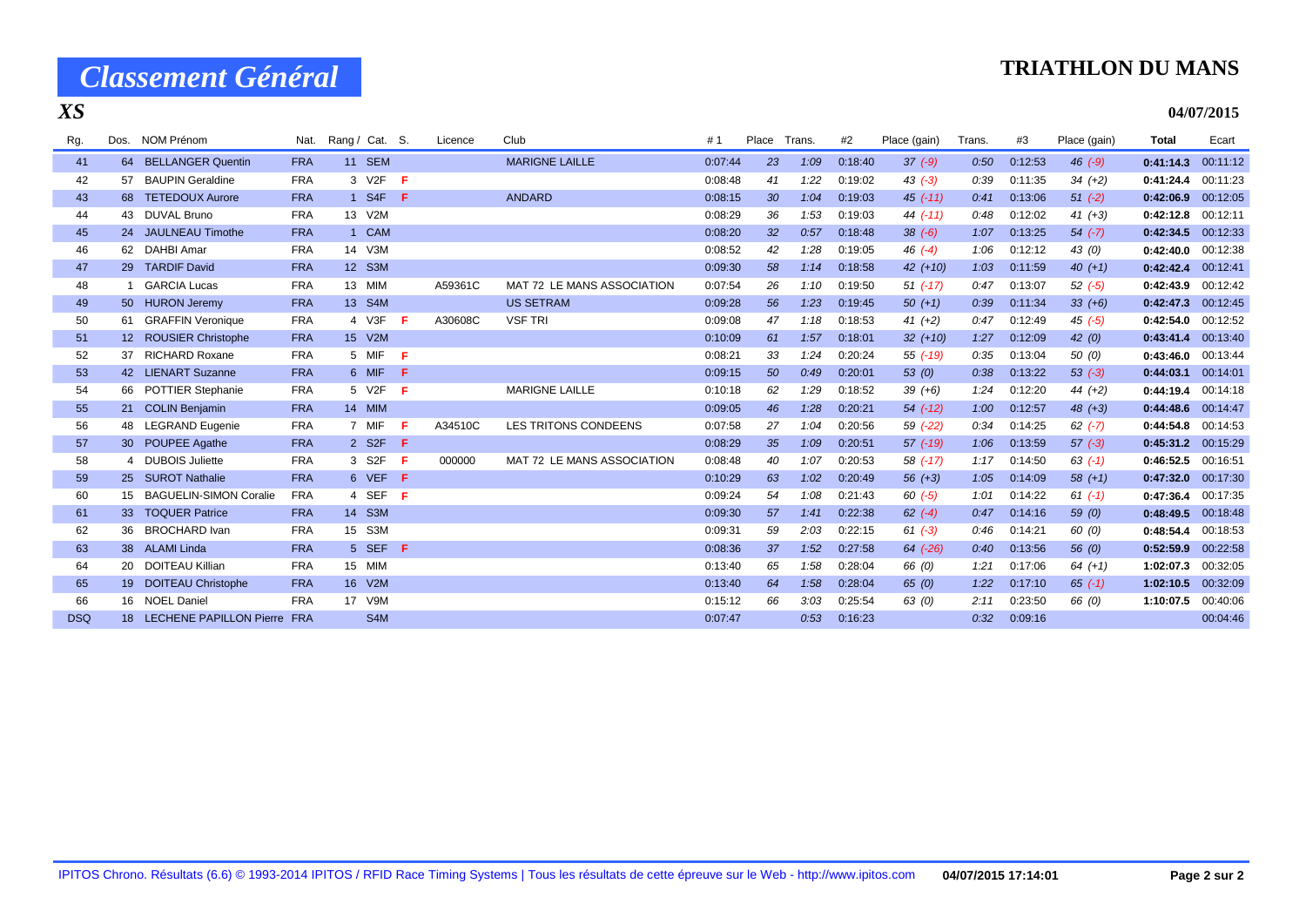# Classement Général

**TRIATHLON DU MANS**

***XS***

**04/07/2015**

| Rg. | Dos. | NOM Prénom | Nat. | Rang / Cat. | S. | Licence | Club | # 1 | Place | Trans. | #2 | Place (gain) | Trans. | #3 | Place (gain) | Total | Ecart |
|---|---|---|---|---|---|---|---|---|---|---|---|---|---|---|---|---|---|
| 41 | 64 | BELLANGER Quentin | FRA | 11 SEM | | | MARIGNE LAILLE | 0:07:44 | 23 | 1:09 | 0:18:40 | 37 (-9) | 0:50 | 0:12:53 | 46 (-9) | **0:41:14.3** | 00:11:12 |
| 42 | 57 | BAUPIN Geraldine | FRA | 3 V2F | F | | | 0:08:48 | 41 | 1:22 | 0:19:02 | 43 (-3) | 0:39 | 0:11:35 | 34 (+2) | **0:41:24.4** | 00:11:23 |
| 43 | 68 | TETEDOUX Aurore | FRA | 1 S4F | F | | ANDARD | 0:08:15 | 30 | 1:04 | 0:19:03 | 45 (-11) | 0:41 | 0:13:06 | 51 (-2) | **0:42:06.9** | 00:12:05 |
| 44 | 43 | DUVAL Bruno | FRA | 13 V2M | | | | 0:08:29 | 36 | 1:53 | 0:19:03 | 44 (-11) | 0:48 | 0:12:02 | 41 (+3) | **0:42:12.8** | 00:12:11 |
| 45 | 24 | JAULNEAU Timothe | FRA | 1 CAM | | | | 0:08:20 | 32 | 0:57 | 0:18:48 | 38 (-6) | 1:07 | 0:13:25 | 54 (-7) | **0:42:34.5** | 00:12:33 |
| 46 | 62 | DAHBI Amar | FRA | 14 V3M | | | | 0:08:52 | 42 | 1:28 | 0:19:05 | 46 (-4) | 1:06 | 0:12:12 | 43 (0) | **0:42:40.0** | 00:12:38 |
| 47 | 29 | TARDIF David | FRA | 12 S3M | | | | 0:09:30 | 58 | 1:14 | 0:18:58 | 42 (+10) | 1:03 | 0:11:59 | 40 (+1) | **0:42:42.4** | 00:12:41 |
| 48 | 1 | GARCIA Lucas | FRA | 13 MIM | | A59361C | MAT 72 LE MANS ASSOCIATION | 0:07:54 | 26 | 1:10 | 0:19:50 | 51 (-17) | 0:47 | 0:13:07 | 52 (-5) | **0:42:43.9** | 00:12:42 |
| 49 | 50 | HURON Jeremy | FRA | 13 S4M | | | US SETRAM | 0:09:28 | 56 | 1:23 | 0:19:45 | 50 (+1) | 0:39 | 0:11:34 | 33 (+6) | **0:42:47.3** | 00:12:45 |
| 50 | 61 | GRAFFIN Veronique | FRA | 4 V3F | F | A30608C | VSF TRI | 0:09:08 | 47 | 1:18 | 0:18:53 | 41 (+2) | 0:47 | 0:12:49 | 45 (-5) | **0:42:54.0** | 00:12:52 |
| 51 | 12 | ROUSIER Christophe | FRA | 15 V2M | | | | 0:10:09 | 61 | 1:57 | 0:18:01 | 32 (+10) | 1:27 | 0:12:09 | 42 (0) | **0:43:41.4** | 00:13:40 |
| 52 | 37 | RICHARD Roxane | FRA | 5 MIF | F | | | 0:08:21 | 33 | 1:24 | 0:20:24 | 55 (-19) | 0:35 | 0:13:04 | 50 (0) | **0:43:46.0** | 00:13:44 |
| 53 | 42 | LIENART Suzanne | FRA | 6 MIF | F | | | 0:09:15 | 50 | 0:49 | 0:20:01 | 53 (0) | 0:38 | 0:13:22 | 53 (-3) | **0:44:03.1** | 00:14:01 |
| 54 | 66 | POTTIER Stephanie | FRA | 5 V2F | F | | MARIGNE LAILLE | 0:10:18 | 62 | 1:29 | 0:18:52 | 39 (+6) | 1:24 | 0:12:20 | 44 (+2) | **0:44:19.4** | 00:14:18 |
| 55 | 21 | COLIN Benjamin | FRA | 14 MIM | | | | 0:09:05 | 46 | 1:28 | 0:20:21 | 54 (-12) | 1:00 | 0:12:57 | 48 (+3) | **0:44:48.6** | 00:14:47 |
| 56 | 48 | LEGRAND Eugenie | FRA | 7 MIF | F | A34510C | LES TRITONS CONDEENS | 0:07:58 | 27 | 1:04 | 0:20:56 | 59 (-22) | 0:34 | 0:14:25 | 62 (-7) | **0:44:54.8** | 00:14:53 |
| 57 | 30 | POUPEE Agathe | FRA | 2 S2F | F | | | 0:08:29 | 35 | 1:09 | 0:20:51 | 57 (-19) | 1:06 | 0:13:59 | 57 (-3) | **0:45:31.2** | 00:15:29 |
| 58 | 4 | DUBOIS Juliette | FRA | 3 S2F | F | 000000 | MAT 72 LE MANS ASSOCIATION | 0:08:48 | 40 | 1:07 | 0:20:53 | 58 (-17) | 1:17 | 0:14:50 | 63 (-1) | **0:46:52.5** | 00:16:51 |
| 59 | 25 | SUROT Nathalie | FRA | 6 VEF | F | | | 0:10:29 | 63 | 1:02 | 0:20:49 | 56 (+3) | 1:05 | 0:14:09 | 58 (+1) | **0:47:32.0** | 00:17:30 |
| 60 | 15 | BAGUELIN-SIMON Coralie | FRA | 4 SEF | F | | | 0:09:24 | 54 | 1:08 | 0:21:43 | 60 (-5) | 1:01 | 0:14:22 | 61 (-1) | **0:47:36.4** | 00:17:35 |
| 61 | 33 | TOQUER Patrice | FRA | 14 S3M | | | | 0:09:30 | 57 | 1:41 | 0:22:38 | 62 (-4) | 0:47 | 0:14:16 | 59 (0) | **0:48:49.5** | 00:18:48 |
| 62 | 36 | BROCHARD Ivan | FRA | 15 S3M | | | | 0:09:31 | 59 | 2:03 | 0:22:15 | 61 (-3) | 0:46 | 0:14:21 | 60 (0) | **0:48:54.4** | 00:18:53 |
| 63 | 38 | ALAMI Linda | FRA | 5 SEF | F | | | 0:08:36 | 37 | 1:52 | 0:27:58 | 64 (-26) | 0:40 | 0:13:56 | 56 (0) | **0:52:59.9** | 00:22:58 |
| 64 | 20 | DOITEAU Killian | FRA | 15 MIM | | | | 0:13:40 | 65 | 1:58 | 0:28:04 | 66 (0) | 1:21 | 0:17:06 | 64 (+1) | **1:02:07.3** | 00:32:05 |
| 65 | 19 | DOITEAU Christophe | FRA | 16 V2M | | | | 0:13:40 | 64 | 1:58 | 0:28:04 | 65 (0) | 1:22 | 0:17:10 | 65 (-1) | **1:02:10.5** | 00:32:09 |
| 66 | 16 | NOEL Daniel | FRA | 17 V9M | | | | 0:15:12 | 66 | 3:03 | 0:25:54 | 63 (0) | 2:11 | 0:23:50 | 66 (0) | **1:10:07.5** | 00:40:06 |
| DSQ | 18 | LECHENE PAPILLON Pierre | FRA | S4M | | | | 0:07:47 | | 0:53 | 0:16:23 | | 0:32 | 0:09:16 | | | 00:04:46 |

IPITOS Chrono. Résultats (6.6) © 1993-2014 IPITOS / RFID Race Timing Systems | Tous les résultats de cette épreuve sur le Web - http://www.ipitos.com **04/07/2015 17:14:01**